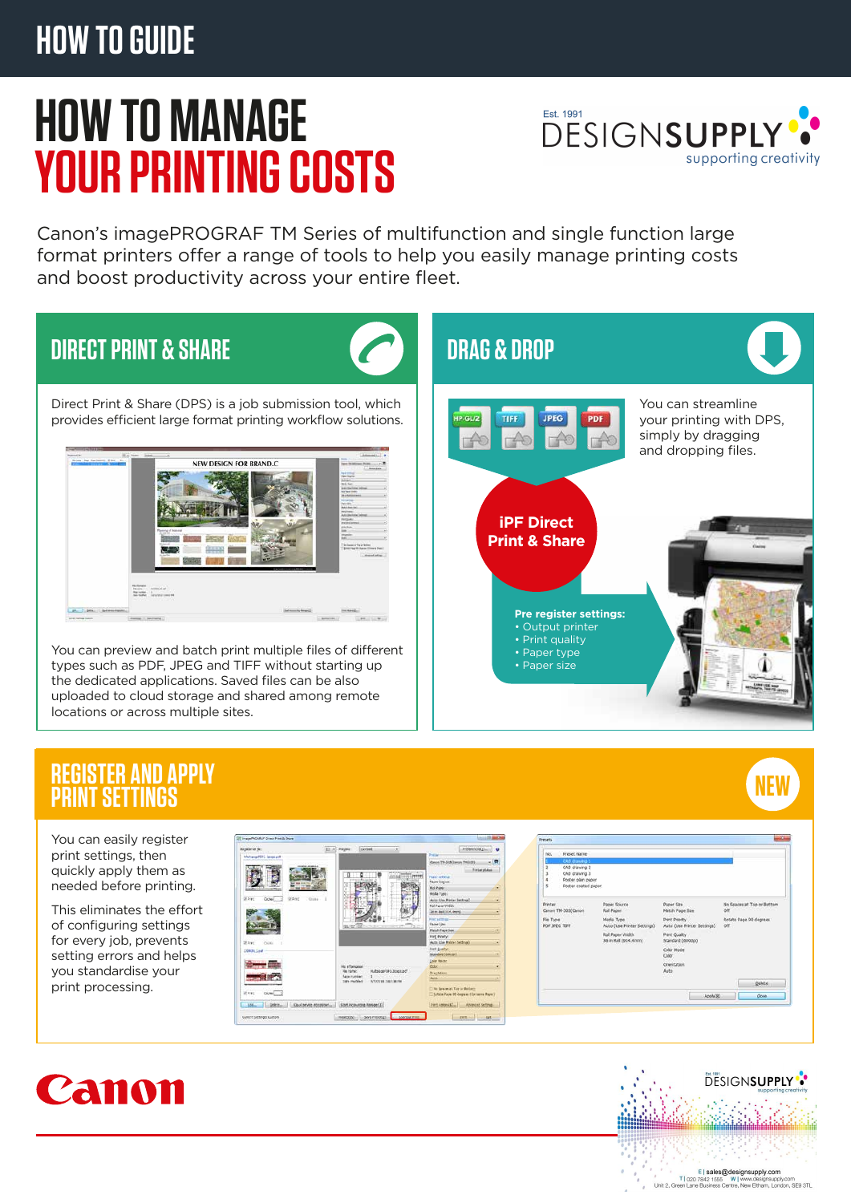HOW TO GUIDE

# HOW TO MANAGE YOUR PRINTING COSTS

Est. 1991 DESIGNSUPPLY supporting creativity

Canon's imagePROGRAF TM Series of multifunction and single function large format printers offer a range of tools to help you easily manage printing costs and boost productivity across your entire fleet.

## DIRECT PRINT & SHARE

Direct Print & Share (DPS) is a job submission tool, which provides efficient large format printing workflow solutions.

You can preview and batch print multiple files of different types such as PDF, JPEG and TIFF without starting up the dedicated applications. Saved files can be also uploaded to cloud storage and shared among remote locations or across multiple sites.

## DRAG & DROP

You can streamline your printing with DPS, simply by dragging and dropping files.

HP-GL/2 TIFF JPEG PDF

**iPF Direct Print & Share**

**Pre register settings:**

- Output printer
- Print quality
- Paper type
- Paper size

## REGISTER AND APPLY PRINT SETTINGS

NEW

You can easily register print settings, then quickly apply them as needed before printing.

This eliminates the effort of configuring settings for every job, prevents setting errors and helps you standardise your print processing.

Canon

DESIGNSUPPLY supporting creativity

E | sales@designsupply.com
T | 020 7842 1555 W | www.designsupply.com
Unit 2, Green Lane Business Centre, New Eltham, London, SE9 3TL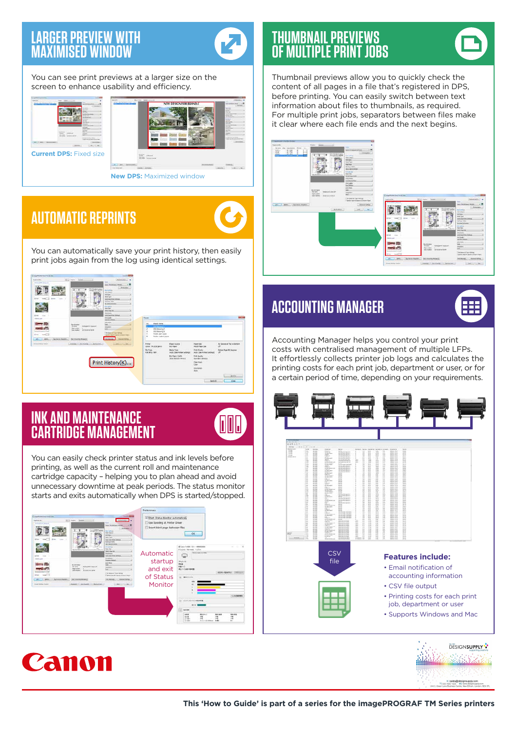## LARGER PREVIEW WITH MAXIMISED WINDOW

You can see print previews at a larger size on the screen to enhance usability and efficiency.

**Current DPS:** Fixed size

**New DPS:** Maximized window

## AUTOMATIC REPRINTS

You can automatically save your print history, then easily print jobs again from the log using identical settings.

Print History(K)...

## INK AND MAINTENANCE CARTRIDGE MANAGEMENT

You can easily check printer status and ink levels before printing, as well as the current roll and maintenance cartridge capacity – helping you to plan ahead and avoid unnecessary downtime at peak periods. The status monitor starts and exits automatically when DPS is started/stopped.

Automatic startup and exit of Status Monitor

## THUMBNAIL PREVIEWS OF MULTIPLE PRINT JOBS

Thumbnail previews allow you to quickly check the content of all pages in a file that's registered in DPS, before printing. You can easily switch between text information about files to thumbnails, as required. For multiple print jobs, separators between files make it clear where each file ends and the next begins.

## ACCOUNTING MANAGER

Accounting Manager helps you control your print costs with centralised management of multiple LFPs. It effortlessly collects printer job logs and calculates the printing costs for each print job, department or user, or for a certain period of time, depending on your requirements.

CSV file

**Features include:**

- Email notification of accounting information
- CSV file output
- Printing costs for each print job, department or user
- Supports Windows and Mac

Canon

DESIGNSUPPLY

This 'How to Guide' is part of a series for the imagePROGRAF TM Series printers